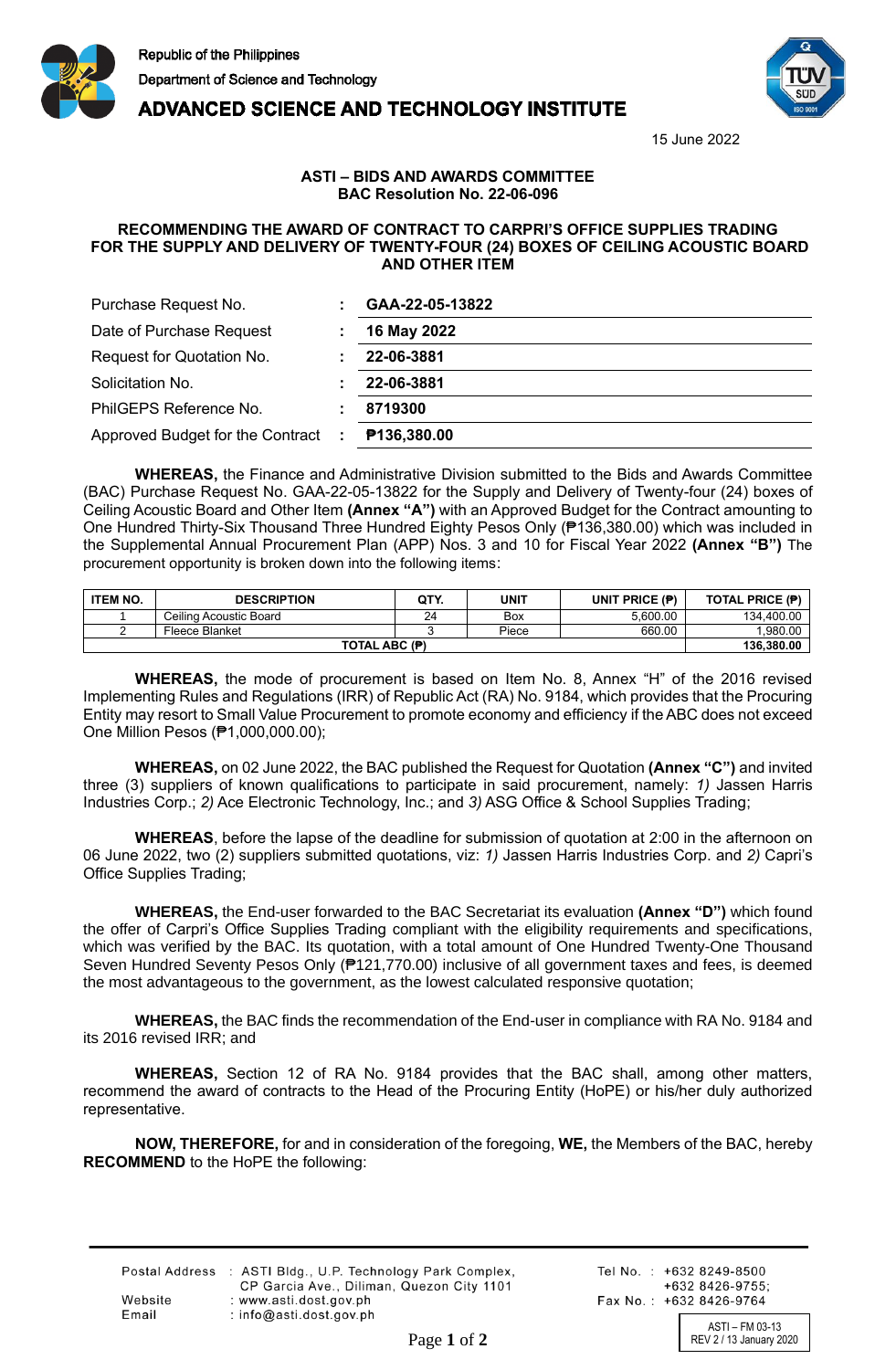Republic of the Philippines

Department of Science and Technology

**ADVANCED SCIENCE AND TECHNOLOGY INSTITUTE**

15 June 2022

**ASTI – BIDS AND AWARDS COMMITTEE**
**BAC Resolution No. 22-06-096**

**RECOMMENDING THE AWARD OF CONTRACT TO CARPRI'S OFFICE SUPPLIES TRADING FOR THE SUPPLY AND DELIVERY OF TWENTY-FOUR (24) BOXES OF CEILING ACOUSTIC BOARD AND OTHER ITEM**

| | | |
|---|---|---|
| Purchase Request No. | : | **GAA-22-05-13822** |
| Date of Purchase Request | : | **16 May 2022** |
| Request for Quotation No. | : | **22-06-3881** |
| Solicitation No. | : | **22-06-3881** |
| PhilGEPS Reference No. | : | **8719300** |
| Approved Budget for the Contract | : | **₱136,380.00** |

**WHEREAS,** the Finance and Administrative Division submitted to the Bids and Awards Committee (BAC) Purchase Request No. GAA-22-05-13822 for the Supply and Delivery of Twenty-four (24) boxes of Ceiling Acoustic Board and Other Item **(Annex "A")** with an Approved Budget for the Contract amounting to One Hundred Thirty-Six Thousand Three Hundred Eighty Pesos Only (₱136,380.00) which was included in the Supplemental Annual Procurement Plan (APP) Nos. 3 and 10 for Fiscal Year 2022 **(Annex "B")** The procurement opportunity is broken down into the following items:

| ITEM NO. | DESCRIPTION | QTY. | UNIT | UNIT PRICE (₱) | TOTAL PRICE (₱) |
|---|---|---|---|---|---|
| 1 | Ceiling Acoustic Board | 24 | Box | 5,600.00 | 134,400.00 |
| 2 | Fleece Blanket | 3 | Piece | 660.00 | 1,980.00 |
| **TOTAL ABC (₱)** | | | | | **136,380.00** |

**WHEREAS,** the mode of procurement is based on Item No. 8, Annex "H" of the 2016 revised Implementing Rules and Regulations (IRR) of Republic Act (RA) No. 9184, which provides that the Procuring Entity may resort to Small Value Procurement to promote economy and efficiency if the ABC does not exceed One Million Pesos (₱1,000,000.00);

**WHEREAS,** on 02 June 2022, the BAC published the Request for Quotation **(Annex "C")** and invited three (3) suppliers of known qualifications to participate in said procurement, namely: *1)* Jassen Harris Industries Corp.; *2)* Ace Electronic Technology, Inc.; and *3)* ASG Office & School Supplies Trading;

**WHEREAS**, before the lapse of the deadline for submission of quotation at 2:00 in the afternoon on 06 June 2022, two (2) suppliers submitted quotations, viz: *1)* Jassen Harris Industries Corp. and *2)* Capri's Office Supplies Trading;

**WHEREAS,** the End-user forwarded to the BAC Secretariat its evaluation **(Annex "D")** which found the offer of Carpri's Office Supplies Trading compliant with the eligibility requirements and specifications, which was verified by the BAC. Its quotation, with a total amount of One Hundred Twenty-One Thousand Seven Hundred Seventy Pesos Only (₱121,770.00) inclusive of all government taxes and fees, is deemed the most advantageous to the government, as the lowest calculated responsive quotation;

**WHEREAS,** the BAC finds the recommendation of the End-user in compliance with RA No. 9184 and its 2016 revised IRR; and

**WHEREAS,** Section 12 of RA No. 9184 provides that the BAC shall, among other matters, recommend the award of contracts to the Head of the Procuring Entity (HoPE) or his/her duly authorized representative.

**NOW, THEREFORE,** for and in consideration of the foregoing, **WE,** the Members of the BAC, hereby **RECOMMEND** to the HoPE the following: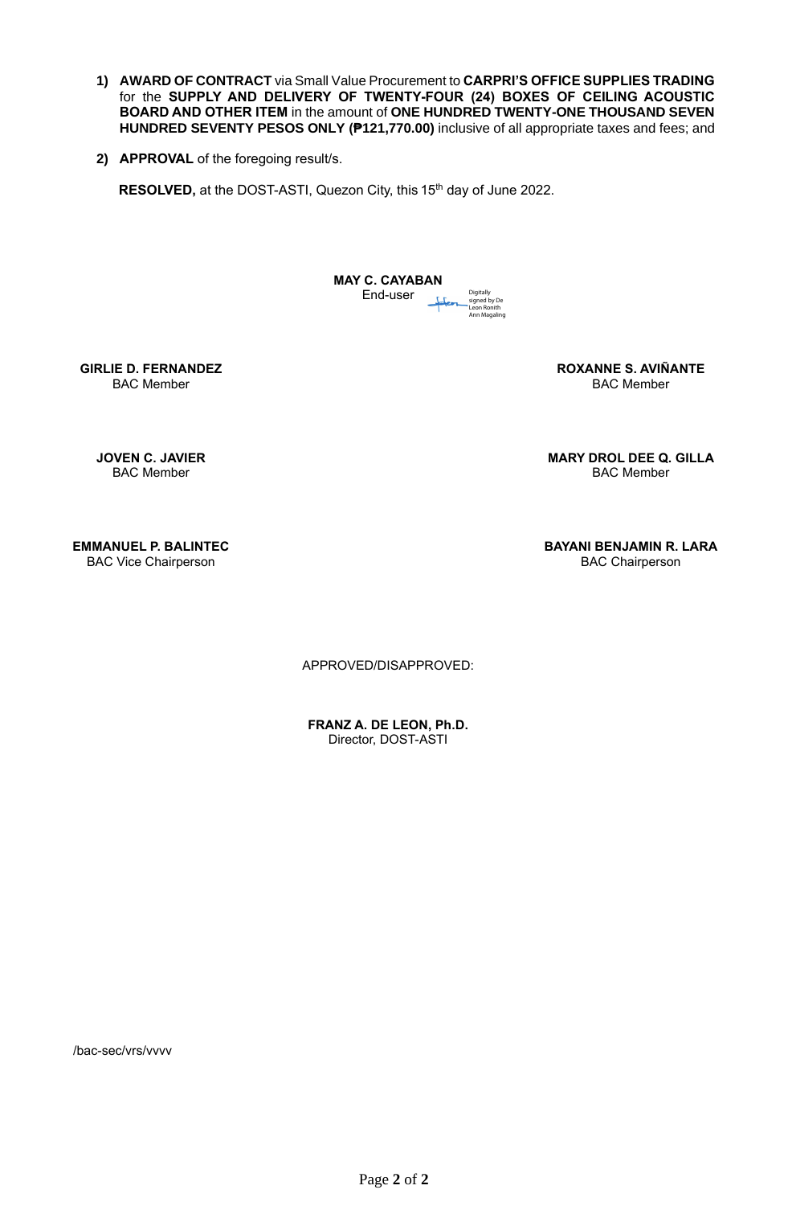1) **AWARD OF CONTRACT** via Small Value Procurement to **CARPRI'S OFFICE SUPPLIES TRADING** for the **SUPPLY AND DELIVERY OF TWENTY-FOUR (24) BOXES OF CEILING ACOUSTIC BOARD AND OTHER ITEM** in the amount of **ONE HUNDRED TWENTY-ONE THOUSAND SEVEN HUNDRED SEVENTY PESOS ONLY (₱121,770.00)** inclusive of all appropriate taxes and fees; and

2) **APPROVAL** of the foregoing result/s.

**RESOLVED,** at the DOST-ASTI, Quezon City, this 15th day of June 2022.

**MAY C. CAYABAN**
End-user

Digitally signed by De Leon Ronith Ann Magaling

**GIRLIE D. FERNANDEZ**
BAC Member

**ROXANNE S. AVIÑANTE**
BAC Member

**JOVEN C. JAVIER**
BAC Member

**MARY DROL DEE Q. GILLA**
BAC Member

**EMMANUEL P. BALINTEC**
BAC Vice Chairperson

**BAYANI BENJAMIN R. LARA**
BAC Chairperson

APPROVED/DISAPPROVED:

**FRANZ A. DE LEON, Ph.D.**
Director, DOST-ASTI

/bac-sec/vrs/vvvv